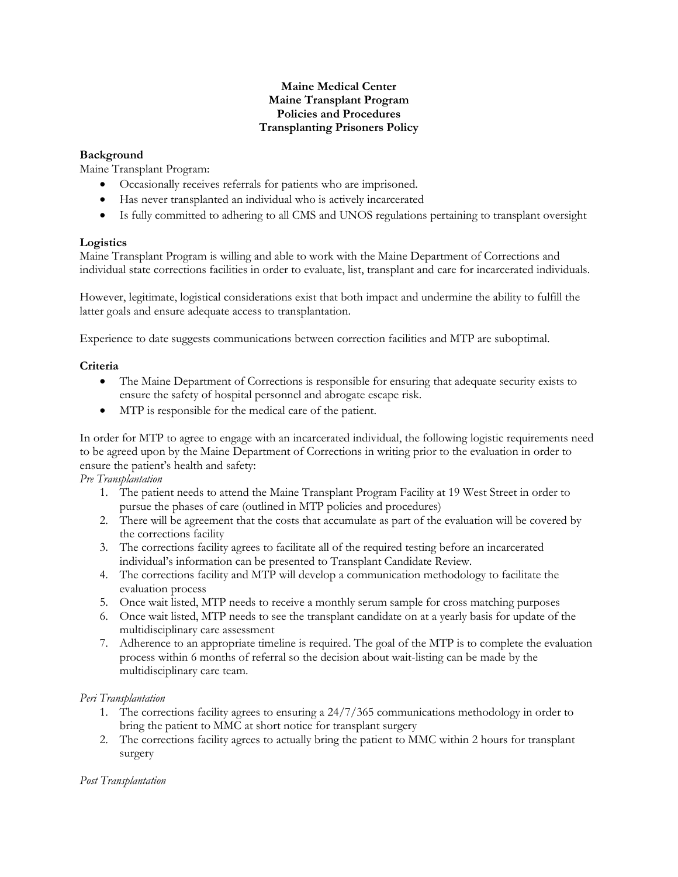**Maine Medical Center**
**Maine Transplant Program**
**Policies and Procedures**
**Transplanting Prisoners Policy**

## Background

Maine Transplant Program:

- Occasionally receives referrals for patients who are imprisoned.
- Has never transplanted an individual who is actively incarcerated
- Is fully committed to adhering to all CMS and UNOS regulations pertaining to transplant oversight

## Logistics

Maine Transplant Program is willing and able to work with the Maine Department of Corrections and individual state corrections facilities in order to evaluate, list, transplant and care for incarcerated individuals.

However, legitimate, logistical considerations exist that both impact and undermine the ability to fulfill the latter goals and ensure adequate access to transplantation.

Experience to date suggests communications between correction facilities and MTP are suboptimal.

## Criteria

- The Maine Department of Corrections is responsible for ensuring that adequate security exists to ensure the safety of hospital personnel and abrogate escape risk.
- MTP is responsible for the medical care of the patient.

In order for MTP to agree to engage with an incarcerated individual, the following logistic requirements need to be agreed upon by the Maine Department of Corrections in writing prior to the evaluation in order to ensure the patient's health and safety:

*Pre Transplantation*

1. The patient needs to attend the Maine Transplant Program Facility at 19 West Street in order to pursue the phases of care (outlined in MTP policies and procedures)
2. There will be agreement that the costs that accumulate as part of the evaluation will be covered by the corrections facility
3. The corrections facility agrees to facilitate all of the required testing before an incarcerated individual's information can be presented to Transplant Candidate Review.
4. The corrections facility and MTP will develop a communication methodology to facilitate the evaluation process
5. Once wait listed, MTP needs to receive a monthly serum sample for cross matching purposes
6. Once wait listed, MTP needs to see the transplant candidate on at a yearly basis for update of the multidisciplinary care assessment
7. Adherence to an appropriate timeline is required. The goal of the MTP is to complete the evaluation process within 6 months of referral so the decision about wait-listing can be made by the multidisciplinary care team.

*Peri Transplantation*

1. The corrections facility agrees to ensuring a 24/7/365 communications methodology in order to bring the patient to MMC at short notice for transplant surgery
2. The corrections facility agrees to actually bring the patient to MMC within 2 hours for transplant surgery

*Post Transplantation*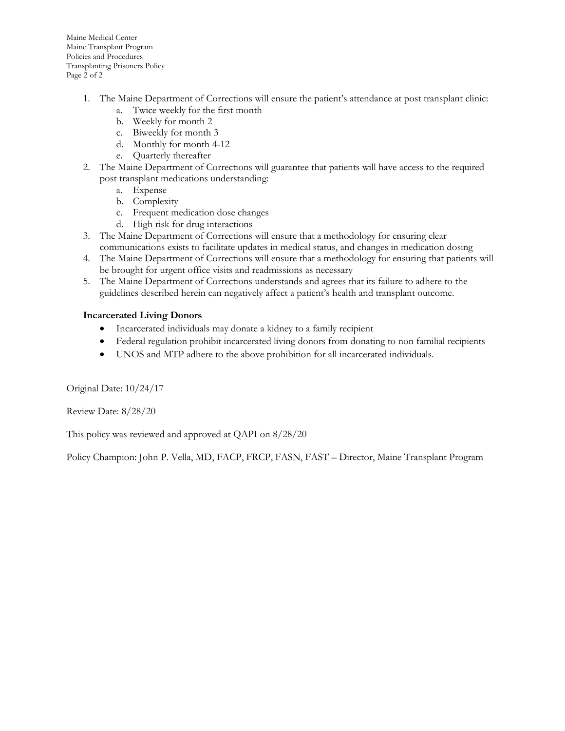1. The Maine Department of Corrections will ensure the patient's attendance at post transplant clinic:
    a. Twice weekly for the first month
    b. Weekly for month 2
    c. Biweekly for month 3
    d. Monthly for month 4-12
    e. Quarterly thereafter
2. The Maine Department of Corrections will guarantee that patients will have access to the required post transplant medications understanding:
    a. Expense
    b. Complexity
    c. Frequent medication dose changes
    d. High risk for drug interactions
3. The Maine Department of Corrections will ensure that a methodology for ensuring clear communications exists to facilitate updates in medical status, and changes in medication dosing
4. The Maine Department of Corrections will ensure that a methodology for ensuring that patients will be brought for urgent office visits and readmissions as necessary
5. The Maine Department of Corrections understands and agrees that its failure to adhere to the guidelines described herein can negatively affect a patient's health and transplant outcome.

**Incarcerated Living Donors**

- Incarcerated individuals may donate a kidney to a family recipient
- Federal regulation prohibit incarcerated living donors from donating to non familial recipients
- UNOS and MTP adhere to the above prohibition for all incarcerated individuals.

Original Date: 10/24/17

Review Date: 8/28/20

This policy was reviewed and approved at QAPI on 8/28/20

Policy Champion: John P. Vella, MD, FACP, FRCP, FASN, FAST – Director, Maine Transplant Program